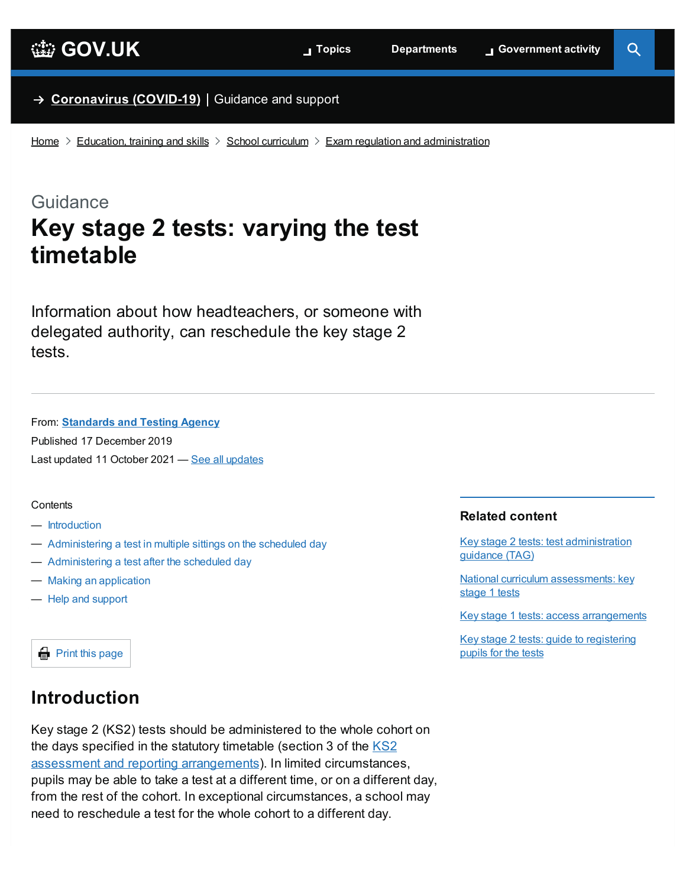Home > Education, training and skills > School curriculum > Exam regulation and administration

Guidance

# Key stage 2 tests: varying the test timetable

Information about how headteachers, or someone with delegated authority, can reschedule the key stage 2 tests.

From: **Standards and Testing Agency**
Published 17 December 2019
Last updated 11 October 2021 — See all updates

Contents

— Introduction
— Administering a test in multiple sittings on the scheduled day
— Administering a test after the scheduled day
— Making an application
— Help and support

## Introduction

Key stage 2 (KS2) tests should be administered to the whole cohort on the days specified in the statutory timetable (section 3 of the KS2 assessment and reporting arrangements). In limited circumstances, pupils may be able to take a test at a different time, or on a different day, from the rest of the cohort. In exceptional circumstances, a school may need to reschedule a test for the whole cohort to a different day.

**Related content**

- Key stage 2 tests: test administration guidance (TAG)
- National curriculum assessments: key stage 1 tests
- Key stage 1 tests: access arrangements
- Key stage 2 tests: guide to registering pupils for the tests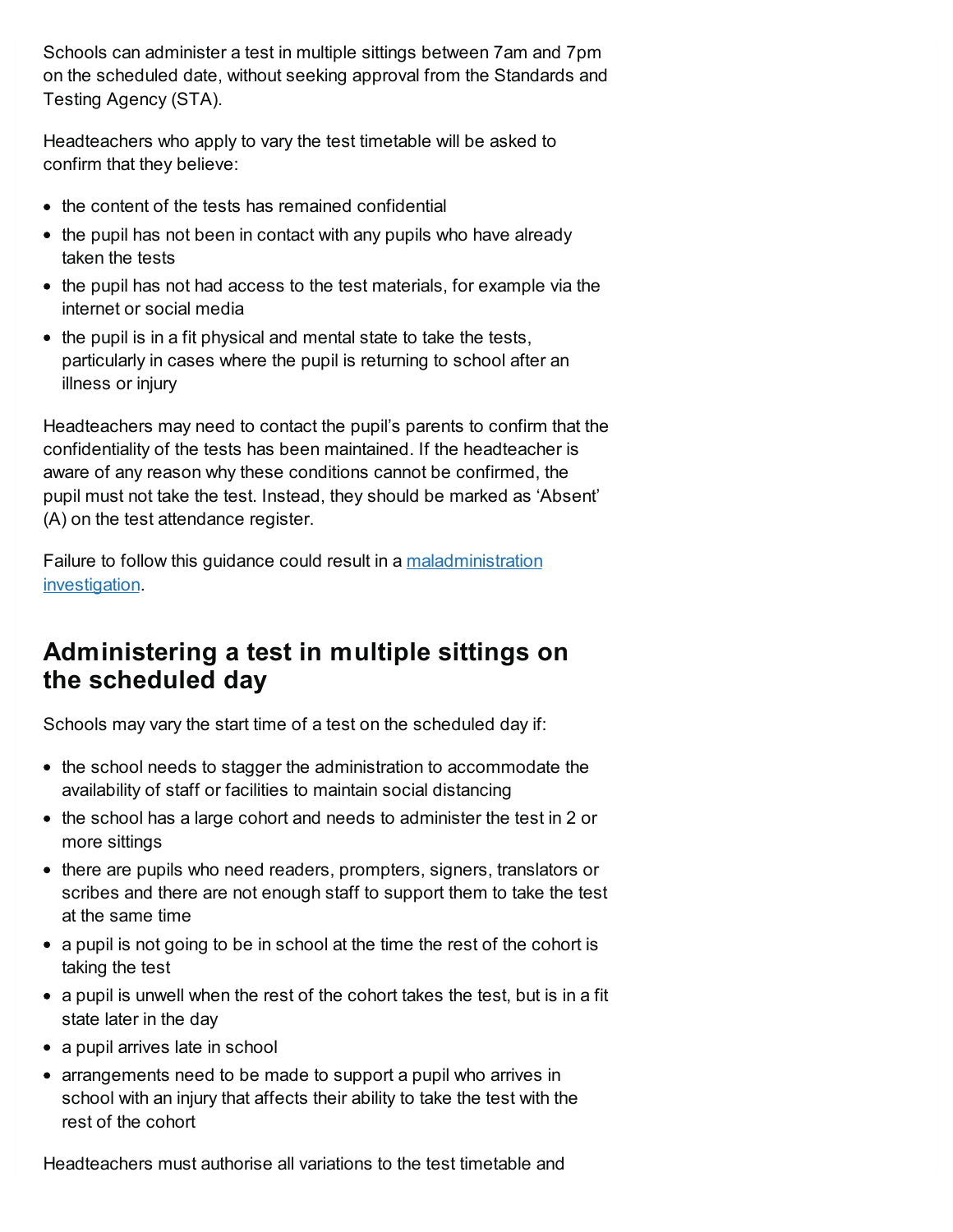Schools can administer a test in multiple sittings between 7am and 7pm on the scheduled date, without seeking approval from the Standards and Testing Agency (STA).

Headteachers who apply to vary the test timetable will be asked to confirm that they believe:

- the content of the tests has remained confidential
- the pupil has not been in contact with any pupils who have already taken the tests
- the pupil has not had access to the test materials, for example via the internet or social media
- the pupil is in a fit physical and mental state to take the tests, particularly in cases where the pupil is returning to school after an illness or injury

Headteachers may need to contact the pupil's parents to confirm that the confidentiality of the tests has been maintained. If the headteacher is aware of any reason why these conditions cannot be confirmed, the pupil must not take the test. Instead, they should be marked as 'Absent' (A) on the test attendance register.

Failure to follow this guidance could result in a [maladministration investigation](maladministration investigation).

## Administering a test in multiple sittings on the scheduled day

Schools may vary the start time of a test on the scheduled day if:

- the school needs to stagger the administration to accommodate the availability of staff or facilities to maintain social distancing
- the school has a large cohort and needs to administer the test in 2 or more sittings
- there are pupils who need readers, prompters, signers, translators or scribes and there are not enough staff to support them to take the test at the same time
- a pupil is not going to be in school at the time the rest of the cohort is taking the test
- a pupil is unwell when the rest of the cohort takes the test, but is in a fit state later in the day
- a pupil arrives late in school
- arrangements need to be made to support a pupil who arrives in school with an injury that affects their ability to take the test with the rest of the cohort

Headteachers must authorise all variations to the test timetable and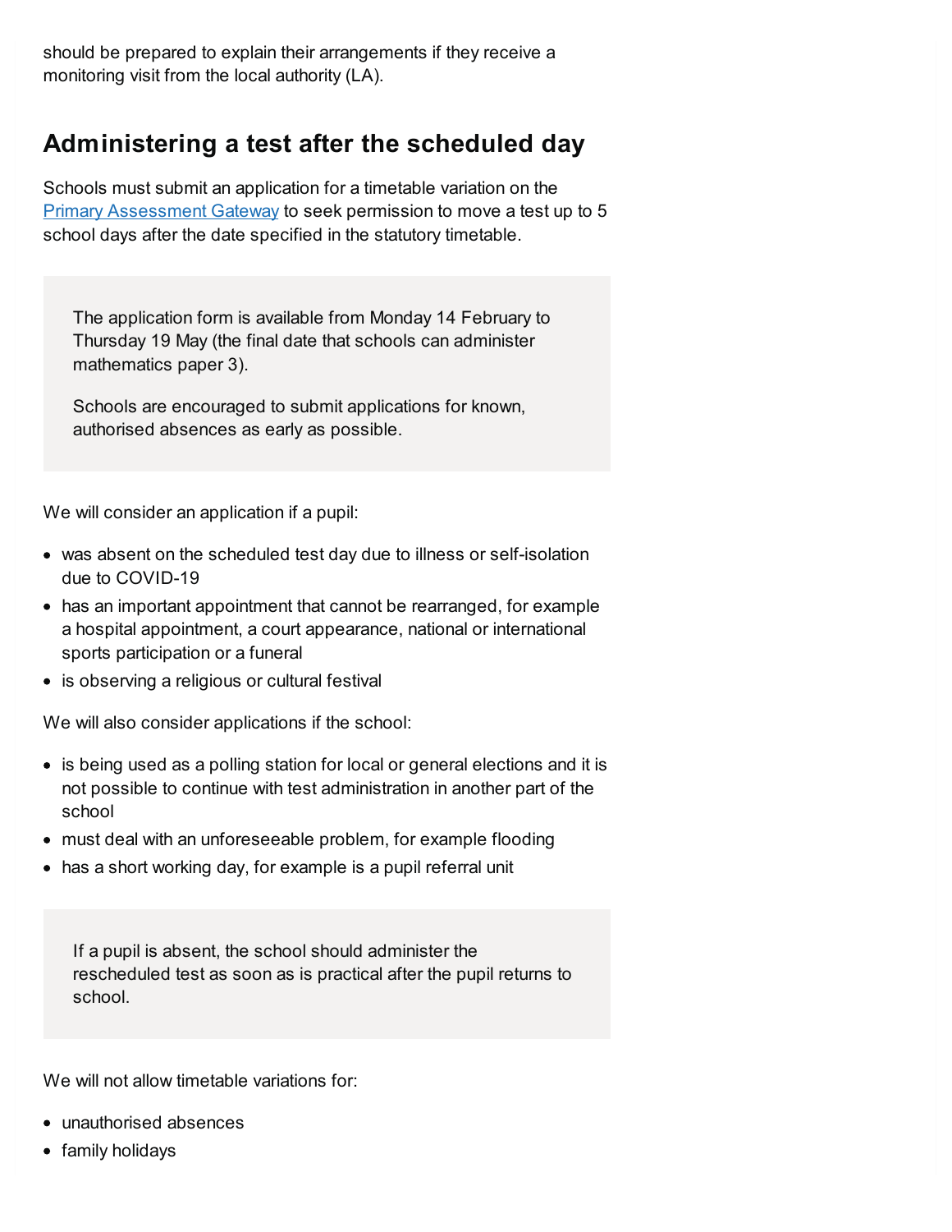should be prepared to explain their arrangements if they receive a monitoring visit from the local authority (LA).

## Administering a test after the scheduled day

Schools must submit an application for a timetable variation on the [Primary Assessment Gateway](#) to seek permission to move a test up to 5 school days after the date specified in the statutory timetable.

> The application form is available from Monday 14 February to Thursday 19 May (the final date that schools can administer mathematics paper 3).
>
> Schools are encouraged to submit applications for known, authorised absences as early as possible.

We will consider an application if a pupil:

- was absent on the scheduled test day due to illness or self-isolation due to COVID-19
- has an important appointment that cannot be rearranged, for example a hospital appointment, a court appearance, national or international sports participation or a funeral
- is observing a religious or cultural festival

We will also consider applications if the school:

- is being used as a polling station for local or general elections and it is not possible to continue with test administration in another part of the school
- must deal with an unforeseeable problem, for example flooding
- has a short working day, for example is a pupil referral unit

> If a pupil is absent, the school should administer the rescheduled test as soon as is practical after the pupil returns to school.

We will not allow timetable variations for:

- unauthorised absences
- family holidays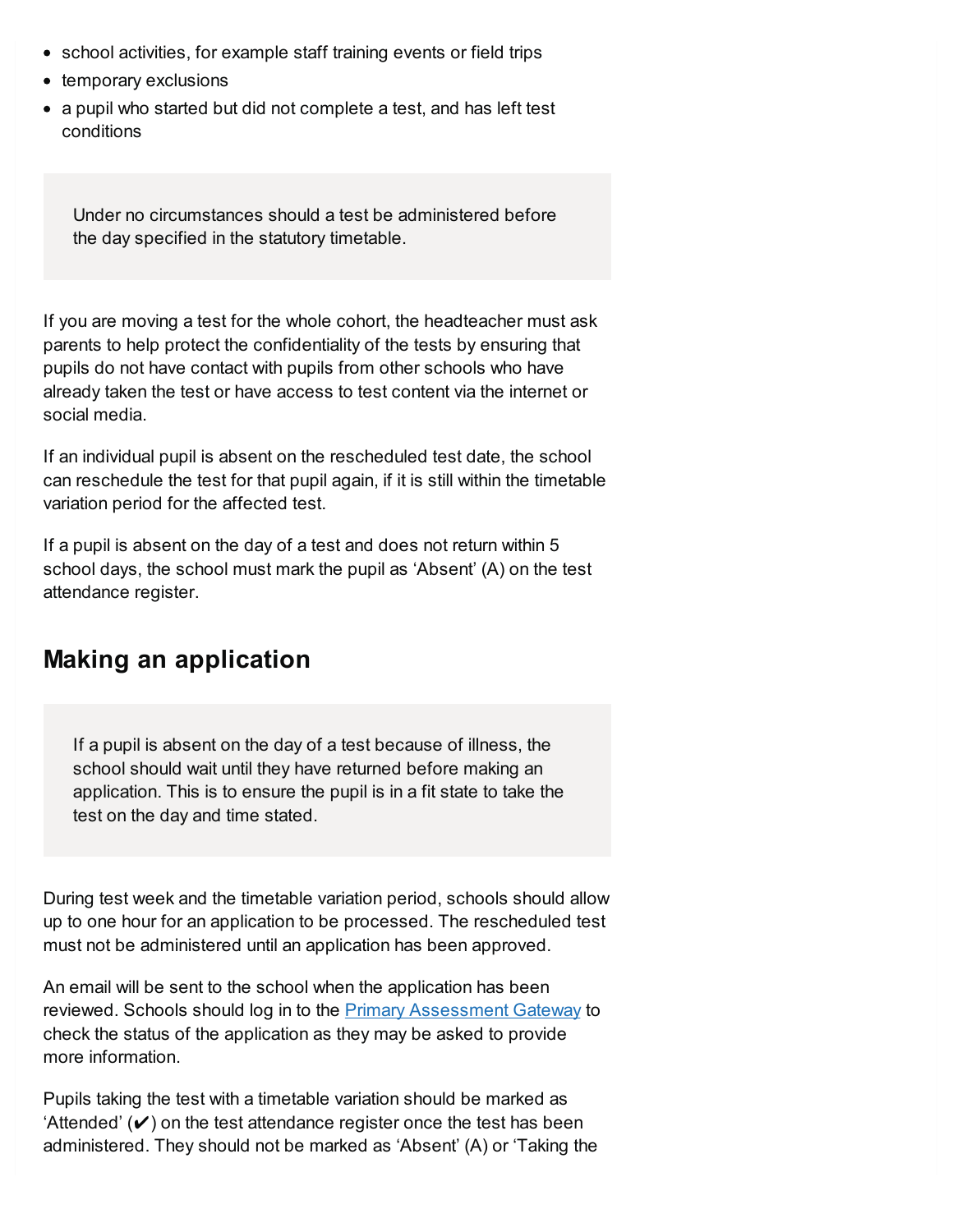- school activities, for example staff training events or field trips
- temporary exclusions
- a pupil who started but did not complete a test, and has left test conditions

> Under no circumstances should a test be administered before the day specified in the statutory timetable.

If you are moving a test for the whole cohort, the headteacher must ask parents to help protect the confidentiality of the tests by ensuring that pupils do not have contact with pupils from other schools who have already taken the test or have access to test content via the internet or social media.

If an individual pupil is absent on the rescheduled test date, the school can reschedule the test for that pupil again, if it is still within the timetable variation period for the affected test.

If a pupil is absent on the day of a test and does not return within 5 school days, the school must mark the pupil as 'Absent' (A) on the test attendance register.

## Making an application

> If a pupil is absent on the day of a test because of illness, the school should wait until they have returned before making an application. This is to ensure the pupil is in a fit state to take the test on the day and time stated.

During test week and the timetable variation period, schools should allow up to one hour for an application to be processed. The rescheduled test must not be administered until an application has been approved.

An email will be sent to the school when the application has been reviewed. Schools should log in to the [Primary Assessment Gateway](#) to check the status of the application as they may be asked to provide more information.

Pupils taking the test with a timetable variation should be marked as 'Attended' (✔) on the test attendance register once the test has been administered. They should not be marked as 'Absent' (A) or 'Taking the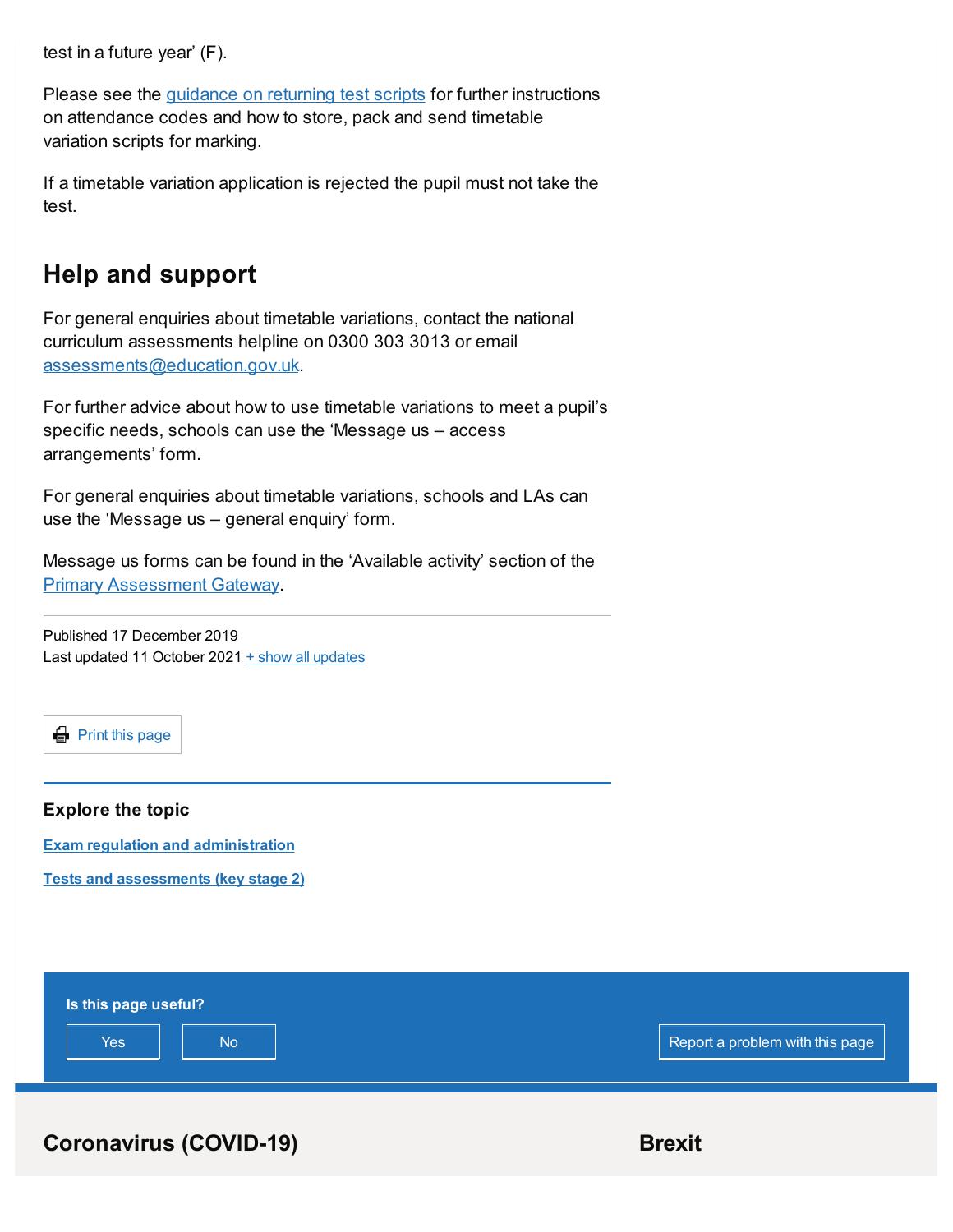test in a future year' (F).

Please see the guidance on returning test scripts for further instructions on attendance codes and how to store, pack and send timetable variation scripts for marking.

If a timetable variation application is rejected the pupil must not take the test.

## Help and support

For general enquiries about timetable variations, contact the national curriculum assessments helpline on 0300 303 3013 or email assessments@education.gov.uk.

For further advice about how to use timetable variations to meet a pupil's specific needs, schools can use the 'Message us – access arrangements' form.

For general enquiries about timetable variations, schools and LAs can use the 'Message us – general enquiry' form.

Message us forms can be found in the 'Available activity' section of the Primary Assessment Gateway.

Published 17 December 2019
Last updated 11 October 2021 + show all updates

Print this page

### Explore the topic

**Exam regulation and administration**

**Tests and assessments (key stage 2)**

**Is this page useful?**

Yes No

Report a problem with this page

## Coronavirus (COVID-19)

## Brexit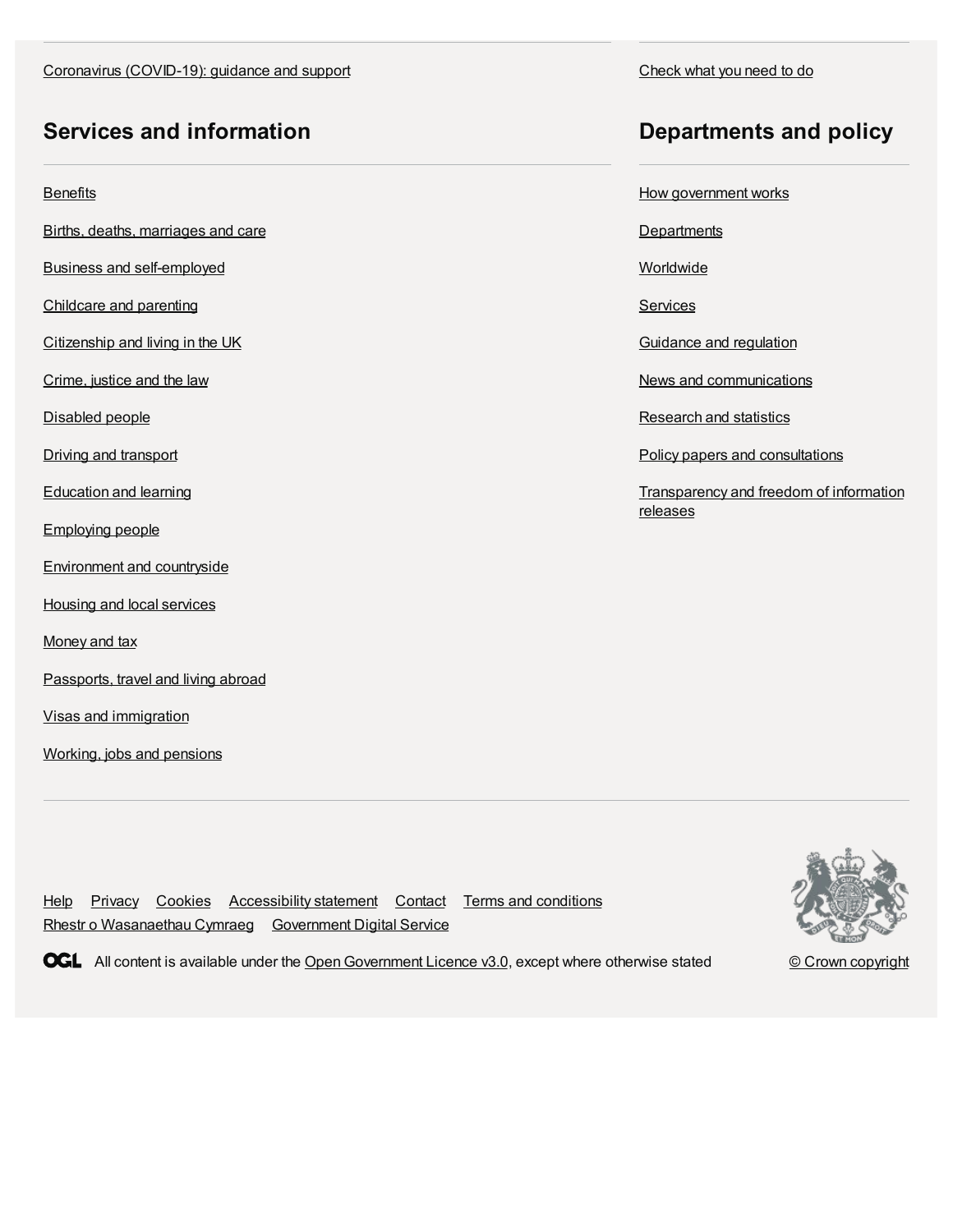Coronavirus (COVID-19): guidance and support

Check what you need to do

## Services and information

- Benefits
- Births, deaths, marriages and care
- Business and self-employed
- Childcare and parenting
- Citizenship and living in the UK
- Crime, justice and the law
- Disabled people
- Driving and transport
- Education and learning
- Employing people
- Environment and countryside
- Housing and local services
- Money and tax
- Passports, travel and living abroad
- Visas and immigration
- Working, jobs and pensions

## Departments and policy

- How government works
- Departments
- Worldwide
- Services
- Guidance and regulation
- News and communications
- Research and statistics
- Policy papers and consultations
- Transparency and freedom of information releases

Help Privacy Cookies Accessibility statement Contact Terms and conditions Rhestr o Wasanaethau Cymraeg Government Digital Service

OGL All content is available under the Open Government Licence v3.0, except where otherwise stated

© Crown copyright